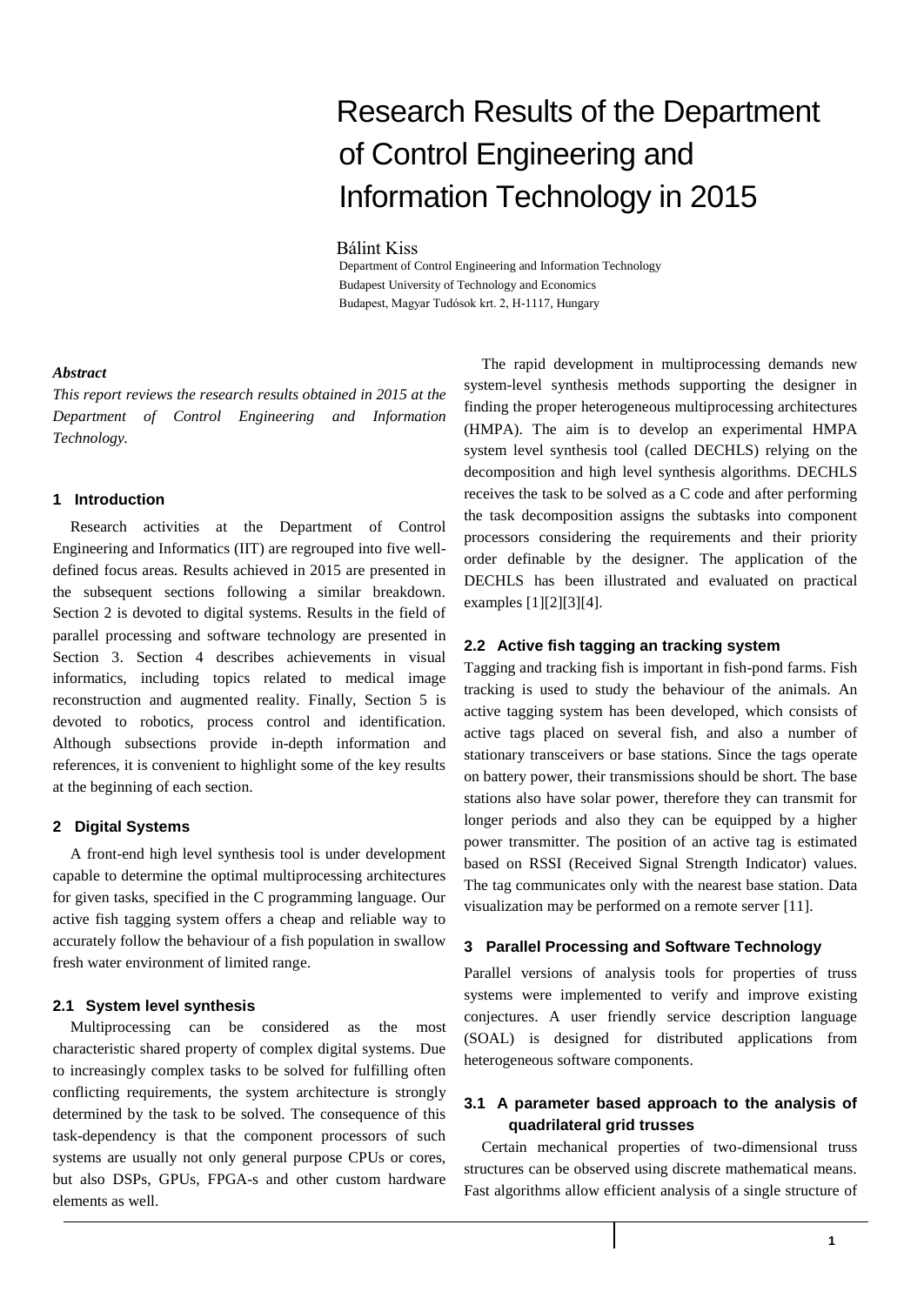# Research Results of the Department of Control Engineering and Information Technology in 2015

Bálint Kiss

Department of Control Engineering and Information Technology
Budapest University of Technology and Economics
Budapest, Magyar Tudósok krt. 2, H-1117, Hungary

***Abstract***

*This report reviews the research results obtained in 2015 at the Department of Control Engineering and Information Technology.*

## 1 Introduction

Research activities at the Department of Control Engineering and Informatics (IIT) are regrouped into five well-defined focus areas. Results achieved in 2015 are presented in the subsequent sections following a similar breakdown. Section 2 is devoted to digital systems. Results in the field of parallel processing and software technology are presented in Section 3. Section 4 describes achievements in visual informatics, including topics related to medical image reconstruction and augmented reality. Finally, Section 5 is devoted to robotics, process control and identification. Although subsections provide in-depth information and references, it is convenient to highlight some of the key results at the beginning of each section.

## 2 Digital Systems

A front-end high level synthesis tool is under development capable to determine the optimal multiprocessing architectures for given tasks, specified in the C programming language. Our active fish tagging system offers a cheap and reliable way to accurately follow the behaviour of a fish population in swallow fresh water environment of limited range.

### 2.1 System level synthesis

Multiprocessing can be considered as the most characteristic shared property of complex digital systems. Due to increasingly complex tasks to be solved for fulfilling often conflicting requirements, the system architecture is strongly determined by the task to be solved. The consequence of this task-dependency is that the component processors of such systems are usually not only general purpose CPUs or cores, but also DSPs, GPUs, FPGA-s and other custom hardware elements as well.

The rapid development in multiprocessing demands new system-level synthesis methods supporting the designer in finding the proper heterogeneous multiprocessing architectures (HMPA). The aim is to develop an experimental HMPA system level synthesis tool (called DECHLS) relying on the decomposition and high level synthesis algorithms. DECHLS receives the task to be solved as a C code and after performing the task decomposition assigns the subtasks into component processors considering the requirements and their priority order definable by the designer. The application of the DECHLS has been illustrated and evaluated on practical examples [1][2][3][4].

### 2.2 Active fish tagging an tracking system

Tagging and tracking fish is important in fish-pond farms. Fish tracking is used to study the behaviour of the animals. An active tagging system has been developed, which consists of active tags placed on several fish, and also a number of stationary transceivers or base stations. Since the tags operate on battery power, their transmissions should be short. The base stations also have solar power, therefore they can transmit for longer periods and also they can be equipped by a higher power transmitter. The position of an active tag is estimated based on RSSI (Received Signal Strength Indicator) values. The tag communicates only with the nearest base station. Data visualization may be performed on a remote server [11].

## 3 Parallel Processing and Software Technology

Parallel versions of analysis tools for properties of truss systems were implemented to verify and improve existing conjectures. A user friendly service description language (SOAL) is designed for distributed applications from heterogeneous software components.

### 3.1 A parameter based approach to the analysis of quadrilateral grid trusses

Certain mechanical properties of two-dimensional truss structures can be observed using discrete mathematical means. Fast algorithms allow efficient analysis of a single structure of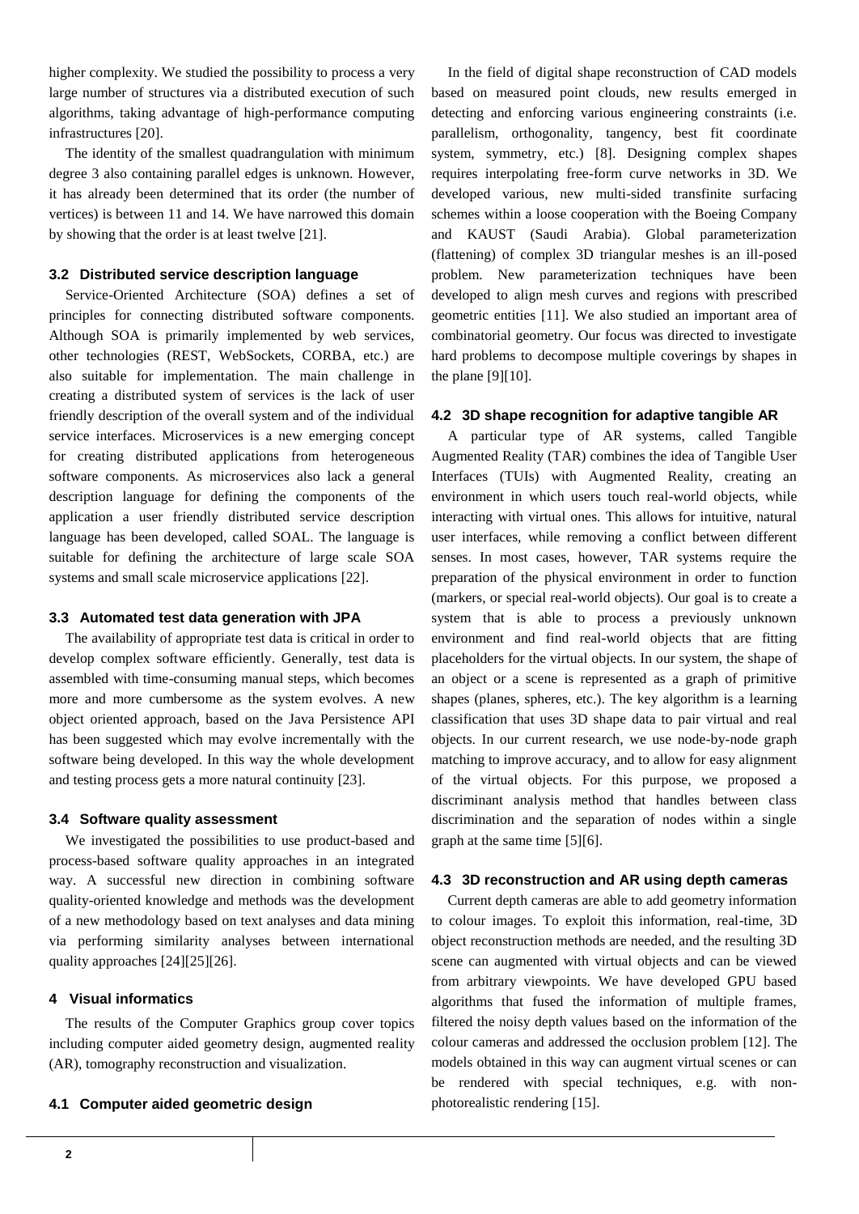higher complexity. We studied the possibility to process a very large number of structures via a distributed execution of such algorithms, taking advantage of high-performance computing infrastructures [20].

The identity of the smallest quadrangulation with minimum degree 3 also containing parallel edges is unknown. However, it has already been determined that its order (the number of vertices) is between 11 and 14. We have narrowed this domain by showing that the order is at least twelve [21].

### 3.2 Distributed service description language

Service-Oriented Architecture (SOA) defines a set of principles for connecting distributed software components. Although SOA is primarily implemented by web services, other technologies (REST, WebSockets, CORBA, etc.) are also suitable for implementation. The main challenge in creating a distributed system of services is the lack of user friendly description of the overall system and of the individual service interfaces. Microservices is a new emerging concept for creating distributed applications from heterogeneous software components. As microservices also lack a general description language for defining the components of the application a user friendly distributed service description language has been developed, called SOAL. The language is suitable for defining the architecture of large scale SOA systems and small scale microservice applications [22].

### 3.3 Automated test data generation with JPA

The availability of appropriate test data is critical in order to develop complex software efficiently. Generally, test data is assembled with time-consuming manual steps, which becomes more and more cumbersome as the system evolves. A new object oriented approach, based on the Java Persistence API has been suggested which may evolve incrementally with the software being developed. In this way the whole development and testing process gets a more natural continuity [23].

### 3.4 Software quality assessment

We investigated the possibilities to use product-based and process-based software quality approaches in an integrated way. A successful new direction in combining software quality-oriented knowledge and methods was the development of a new methodology based on text analyses and data mining via performing similarity analyses between international quality approaches [24][25][26].

## 4 Visual informatics

The results of the Computer Graphics group cover topics including computer aided geometry design, augmented reality (AR), tomography reconstruction and visualization.

### 4.1 Computer aided geometric design

In the field of digital shape reconstruction of CAD models based on measured point clouds, new results emerged in detecting and enforcing various engineering constraints (i.e. parallelism, orthogonality, tangency, best fit coordinate system, symmetry, etc.) [8]. Designing complex shapes requires interpolating free-form curve networks in 3D. We developed various, new multi-sided transfinite surfacing schemes within a loose cooperation with the Boeing Company and KAUST (Saudi Arabia). Global parameterization (flattening) of complex 3D triangular meshes is an ill-posed problem. New parameterization techniques have been developed to align mesh curves and regions with prescribed geometric entities [11]. We also studied an important area of combinatorial geometry. Our focus was directed to investigate hard problems to decompose multiple coverings by shapes in the plane [9][10].

### 4.2 3D shape recognition for adaptive tangible AR

A particular type of AR systems, called Tangible Augmented Reality (TAR) combines the idea of Tangible User Interfaces (TUIs) with Augmented Reality, creating an environment in which users touch real-world objects, while interacting with virtual ones. This allows for intuitive, natural user interfaces, while removing a conflict between different senses. In most cases, however, TAR systems require the preparation of the physical environment in order to function (markers, or special real-world objects). Our goal is to create a system that is able to process a previously unknown environment and find real-world objects that are fitting placeholders for the virtual objects. In our system, the shape of an object or a scene is represented as a graph of primitive shapes (planes, spheres, etc.). The key algorithm is a learning classification that uses 3D shape data to pair virtual and real objects. In our current research, we use node-by-node graph matching to improve accuracy, and to allow for easy alignment of the virtual objects. For this purpose, we proposed a discriminant analysis method that handles between class discrimination and the separation of nodes within a single graph at the same time [5][6].

### 4.3 3D reconstruction and AR using depth cameras

Current depth cameras are able to add geometry information to colour images. To exploit this information, real-time, 3D object reconstruction methods are needed, and the resulting 3D scene can augmented with virtual objects and can be viewed from arbitrary viewpoints. We have developed GPU based algorithms that fused the information of multiple frames, filtered the noisy depth values based on the information of the colour cameras and addressed the occlusion problem [12]. The models obtained in this way can augment virtual scenes or can be rendered with special techniques, e.g. with non-photorealistic rendering [15].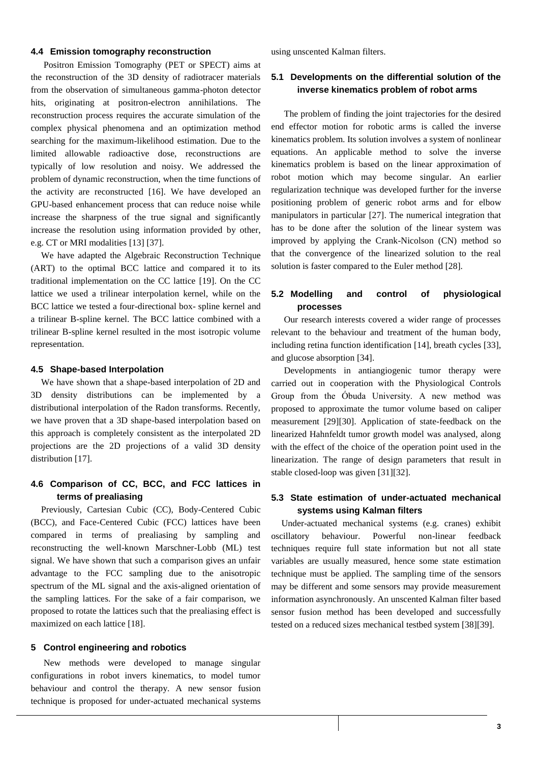### 4.4 Emission tomography reconstruction

Positron Emission Tomography (PET or SPECT) aims at the reconstruction of the 3D density of radiotracer materials from the observation of simultaneous gamma-photon detector hits, originating at positron-electron annihilations. The reconstruction process requires the accurate simulation of the complex physical phenomena and an optimization method searching for the maximum-likelihood estimation. Due to the limited allowable radioactive dose, reconstructions are typically of low resolution and noisy. We addressed the problem of dynamic reconstruction, when the time functions of the activity are reconstructed [16]. We have developed an GPU-based enhancement process that can reduce noise while increase the sharpness of the true signal and significantly increase the resolution using information provided by other, e.g. CT or MRI modalities [13] [37].

We have adapted the Algebraic Reconstruction Technique (ART) to the optimal BCC lattice and compared it to its traditional implementation on the CC lattice [19]. On the CC lattice we used a trilinear interpolation kernel, while on the BCC lattice we tested a four-directional box- spline kernel and a trilinear B-spline kernel. The BCC lattice combined with a trilinear B-spline kernel resulted in the most isotropic volume representation.

### 4.5 Shape-based Interpolation

We have shown that a shape-based interpolation of 2D and 3D density distributions can be implemented by a distributional interpolation of the Radon transforms. Recently, we have proven that a 3D shape-based interpolation based on this approach is completely consistent as the interpolated 2D projections are the 2D projections of a valid 3D density distribution [17].

### 4.6 Comparison of CC, BCC, and FCC lattices in terms of prealiasing

Previously, Cartesian Cubic (CC), Body-Centered Cubic (BCC), and Face-Centered Cubic (FCC) lattices have been compared in terms of prealiasing by sampling and reconstructing the well-known Marschner-Lobb (ML) test signal. We have shown that such a comparison gives an unfair advantage to the FCC sampling due to the anisotropic spectrum of the ML signal and the axis-aligned orientation of the sampling lattices. For the sake of a fair comparison, we proposed to rotate the lattices such that the prealiasing effect is maximized on each lattice [18].

## 5 Control engineering and robotics

New methods were developed to manage singular configurations in robot invers kinematics, to model tumor behaviour and control the therapy. A new sensor fusion technique is proposed for under-actuated mechanical systems using unscented Kalman filters.

### 5.1 Developments on the differential solution of the inverse kinematics problem of robot arms

The problem of finding the joint trajectories for the desired end effector motion for robotic arms is called the inverse kinematics problem. Its solution involves a system of nonlinear equations. An applicable method to solve the inverse kinematics problem is based on the linear approximation of robot motion which may become singular. An earlier regularization technique was developed further for the inverse positioning problem of generic robot arms and for elbow manipulators in particular [27]. The numerical integration that has to be done after the solution of the linear system was improved by applying the Crank-Nicolson (CN) method so that the convergence of the linearized solution to the real solution is faster compared to the Euler method [28].

### 5.2 Modelling and control of physiological processes

Our research interests covered a wider range of processes relevant to the behaviour and treatment of the human body, including retina function identification [14], breath cycles [33], and glucose absorption [34].

Developments in antiangiogenic tumor therapy were carried out in cooperation with the Physiological Controls Group from the Óbuda University. A new method was proposed to approximate the tumor volume based on caliper measurement [29][30]. Application of state-feedback on the linearized Hahnfeldt tumor growth model was analysed, along with the effect of the choice of the operation point used in the linearization. The range of design parameters that result in stable closed-loop was given [31][32].

### 5.3 State estimation of under-actuated mechanical systems using Kalman filters

Under-actuated mechanical systems (e.g. cranes) exhibit oscillatory behaviour. Powerful non-linear feedback techniques require full state information but not all state variables are usually measured, hence some state estimation technique must be applied. The sampling time of the sensors may be different and some sensors may provide measurement information asynchronously. An unscented Kalman filter based sensor fusion method has been developed and successfully tested on a reduced sizes mechanical testbed system [38][39].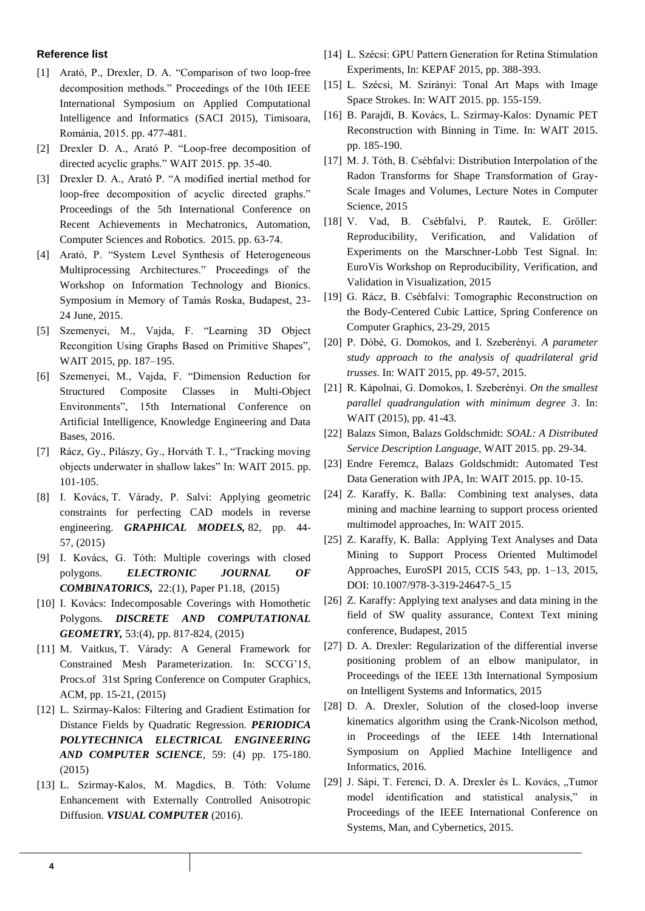**Reference list**

[1] Arató, P., Drexler, D. A. "Comparison of two loop-free decomposition methods." Proceedings of the 10th IEEE International Symposium on Applied Computational Intelligence and Informatics (SACI 2015), Timisoara, Románia, 2015. pp. 477-481.

[2] Drexler D. A., Arató P. "Loop-free decomposition of directed acyclic graphs." WAIT 2015. pp. 35-40.

[3] Drexler D. A., Arató P. "A modified inertial method for loop-free decomposition of acyclic directed graphs." Proceedings of the 5th International Conference on Recent Achievements in Mechatronics, Automation, Computer Sciences and Robotics. 2015. pp. 63-74.

[4] Arató, P. "System Level Synthesis of Heterogeneous Multiprocessing Architectures." Proceedings of the Workshop on Information Technology and Bionics. Symposium in Memory of Tamás Roska, Budapest, 23-24 June, 2015.

[5] Szemenyei, M., Vajda, F. "Learning 3D Object Recongition Using Graphs Based on Primitive Shapes", WAIT 2015, pp. 187–195.

[6] Szemenyei, M., Vajda, F. "Dimension Reduction for Structured Composite Classes in Multi-Object Environments", 15th International Conference on Artificial Intelligence, Knowledge Engineering and Data Bases, 2016.

[7] Rácz, Gy., Pilászy, Gy., Horváth T. I., "Tracking moving objects underwater in shallow lakes" In: WAIT 2015. pp. 101-105.

[8] I. Kovács, T. Várady, P. Salvi: Applying geometric constraints for perfecting CAD models in reverse engineering. ***GRAPHICAL MODELS,*** 82, pp. 44-57, (2015)

[9] I. Kovács, G. Tóth: Multiple coverings with closed polygons. ***ELECTRONIC JOURNAL OF COMBINATORICS,*** 22:(1), Paper P1.18, (2015)

[10] I. Kovács: Indecomposable Coverings with Homothetic Polygons. ***DISCRETE AND COMPUTATIONAL GEOMETRY,*** 53:(4), pp. 817-824, (2015)

[11] M. Vaitkus, T. Várady: A General Framework for Constrained Mesh Parameterization. In: SCCG'15, Procs.of 31st Spring Conference on Computer Graphics, ACM, pp. 15-21, (2015)

[12] L. Szirmay-Kalos: Filtering and Gradient Estimation for Distance Fields by Quadratic Regression. ***PERIODICA POLYTECHNICA ELECTRICAL ENGINEERING AND COMPUTER SCIENCE***, 59: (4) pp. 175-180. (2015)

[13] L. Szirmay-Kalos, M. Magdics, B. Tóth: Volume Enhancement with Externally Controlled Anisotropic Diffusion. ***VISUAL COMPUTER*** (2016).

[14] L. Szécsi: GPU Pattern Generation for Retina Stimulation Experiments, In: KEPAF 2015, pp. 388-393.

[15] L. Szécsi, M. Szirányi: Tonal Art Maps with Image Space Strokes. In: WAIT 2015. pp. 155-159.

[16] B. Parajdi, B. Kovács, L. Szirmay-Kalos: Dynamic PET Reconstruction with Binning in Time. In: WAIT 2015. pp. 185-190.

[17] M. J. Tóth, B. Csébfalvi: Distribution Interpolation of the Radon Transforms for Shape Transformation of Gray-Scale Images and Volumes, Lecture Notes in Computer Science, 2015

[18] V. Vad, B. Csébfalvi, P. Rautek, E. Gröller: Reproducibility, Verification, and Validation of Experiments on the Marschner-Lobb Test Signal. In: EuroVis Workshop on Reproducibility, Verification, and Validation in Visualization, 2015

[19] G. Rácz, B. Csébfalvi: Tomographic Reconstruction on the Body-Centered Cubic Lattice, Spring Conference on Computer Graphics, 23-29, 2015

[20] P. Dóbé, G. Domokos, and I. Szeberényi. *A parameter study approach to the analysis of quadrilateral grid trusses*. In: WAIT 2015, pp. 49-57, 2015.

[21] R. Kápolnai, G. Domokos, I. Szeberényi. *On the smallest parallel quadrangulation with minimum degree 3*. In: WAIT (2015), pp. 41-43.

[22] Balazs Simon, Balazs Goldschmidt: *SOAL: A Distributed Service Description Language*, WAIT 2015. pp. 29-34.

[23] Endre Feremcz, Balazs Goldschmidt: Automated Test Data Generation with JPA, In: WAIT 2015. pp. 10-15.

[24] Z. Karaffy, K. Balla: Combining text analyses, data mining and machine learning to support process oriented multimodel approaches, In: WAIT 2015.

[25] Z. Karaffy, K. Balla: Applying Text Analyses and Data Mining to Support Process Oriented Multimodel Approaches, EuroSPI 2015, CCIS 543, pp. 1–13, 2015, DOI: 10.1007/978-3-319-24647-5_15

[26] Z. Karaffy: Applying text analyses and data mining in the field of SW quality assurance, Context Text mining conference, Budapest, 2015

[27] D. A. Drexler: Regularization of the differential inverse positioning problem of an elbow manipulator, in Proceedings of the IEEE 13th International Symposium on Intelligent Systems and Informatics, 2015

[28] D. A. Drexler, Solution of the closed-loop inverse kinematics algorithm using the Crank-Nicolson method, in Proceedings of the IEEE 14th International Symposium on Applied Machine Intelligence and Informatics, 2016.

[29] J. Sápi, T. Ferenci, D. A. Drexler és L. Kovács, „Tumor model identification and statistical analysis," in Proceedings of the IEEE International Conference on Systems, Man, and Cybernetics, 2015.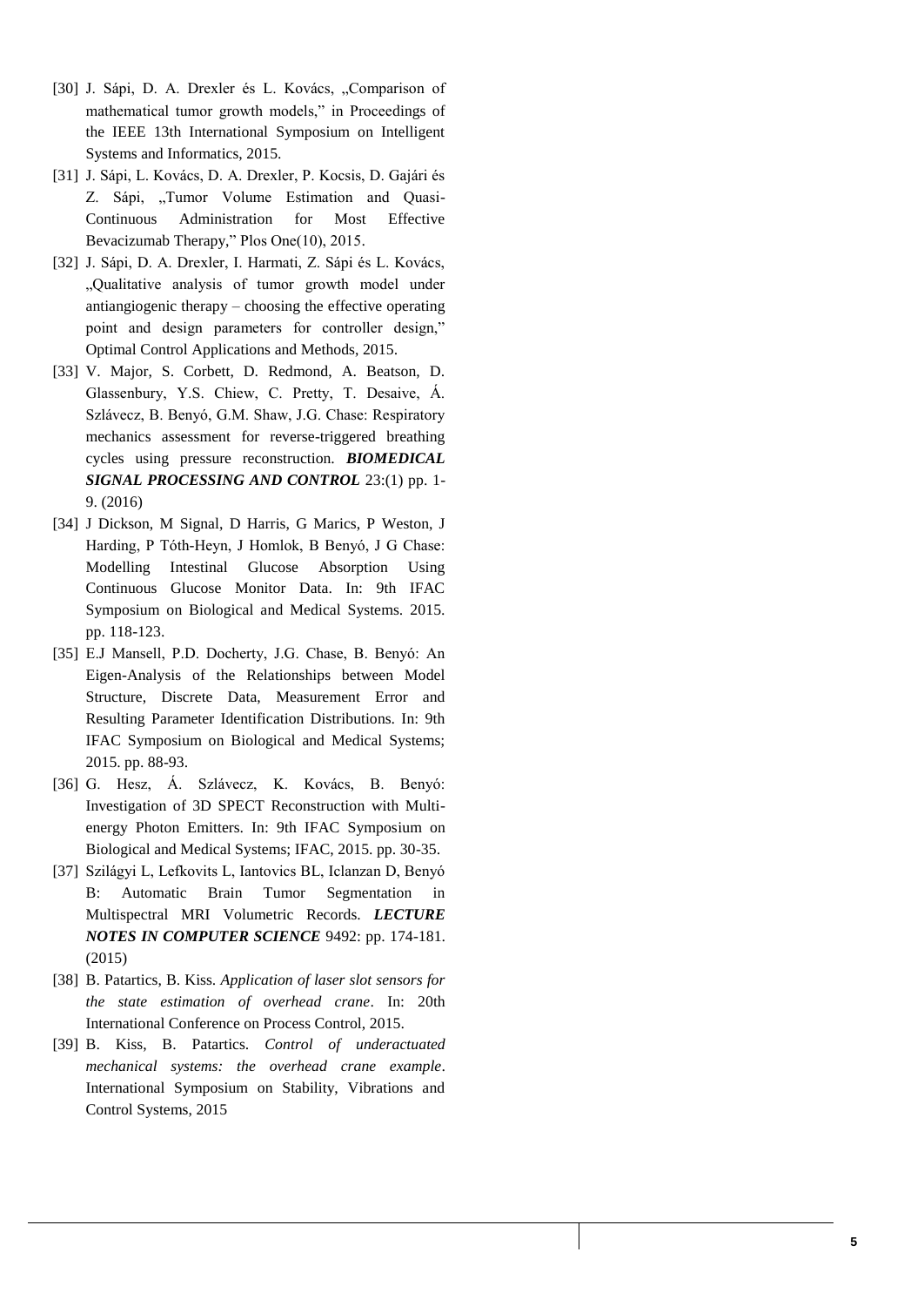[30] J. Sápi, D. A. Drexler és L. Kovács, „Comparison of mathematical tumor growth models," in Proceedings of the IEEE 13th International Symposium on Intelligent Systems and Informatics, 2015.

[31] J. Sápi, L. Kovács, D. A. Drexler, P. Kocsis, D. Gajári és Z. Sápi, „Tumor Volume Estimation and Quasi-Continuous Administration for Most Effective Bevacizumab Therapy," Plos One(10), 2015.

[32] J. Sápi, D. A. Drexler, I. Harmati, Z. Sápi és L. Kovács, „Qualitative analysis of tumor growth model under antiangiogenic therapy – choosing the effective operating point and design parameters for controller design," Optimal Control Applications and Methods, 2015.

[33] V. Major, S. Corbett, D. Redmond, A. Beatson, D. Glassenbury, Y.S. Chiew, C. Pretty, T. Desaive, Á. Szlávecz, B. Benyó, G.M. Shaw, J.G. Chase: Respiratory mechanics assessment for reverse-triggered breathing cycles using pressure reconstruction. ***BIOMEDICAL SIGNAL PROCESSING AND CONTROL*** 23:(1) pp. 1-9. (2016)

[34] J Dickson, M Signal, D Harris, G Marics, P Weston, J Harding, P Tóth-Heyn, J Homlok, B Benyó, J G Chase: Modelling Intestinal Glucose Absorption Using Continuous Glucose Monitor Data. In: 9th IFAC Symposium on Biological and Medical Systems. 2015. pp. 118-123.

[35] E.J Mansell, P.D. Docherty, J.G. Chase, B. Benyó: An Eigen-Analysis of the Relationships between Model Structure, Discrete Data, Measurement Error and Resulting Parameter Identification Distributions. In: 9th IFAC Symposium on Biological and Medical Systems; 2015. pp. 88-93.

[36] G. Hesz, Á. Szlávecz, K. Kovács, B. Benyó: Investigation of 3D SPECT Reconstruction with Multi-energy Photon Emitters. In: 9th IFAC Symposium on Biological and Medical Systems; IFAC, 2015. pp. 30-35.

[37] Szilágyi L, Lefkovits L, Iantovics BL, Iclanzan D, Benyó B: Automatic Brain Tumor Segmentation in Multispectral MRI Volumetric Records. ***LECTURE NOTES IN COMPUTER SCIENCE*** 9492: pp. 174-181. (2015)

[38] B. Patartics, B. Kiss. *Application of laser slot sensors for the state estimation of overhead crane*. In: 20th International Conference on Process Control, 2015.

[39] B. Kiss, B. Patartics. *Control of underactuated mechanical systems: the overhead crane example*. International Symposium on Stability, Vibrations and Control Systems, 2015